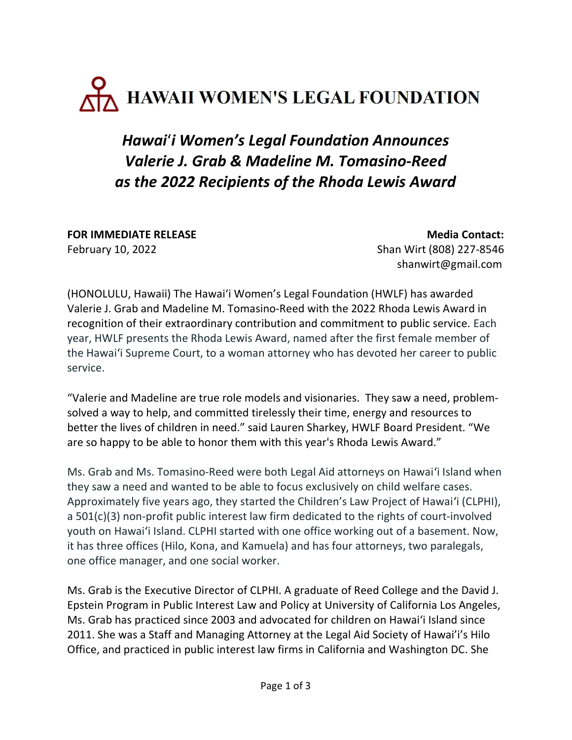# HAWAII WOMEN'S LEGAL FOUNDATION

## *Hawaiʻi Women's Legal Foundation Announces Valerie J. Grab & Madeline M. Tomasino-Reed as the 2022 Recipients of the Rhoda Lewis Award*

**FOR IMMEDIATE RELEASE**
February 10, 2022

**Media Contact:**
Shan Wirt (808) 227-8546
shanwirt@gmail.com

(HONOLULU, Hawaii) The Hawaiʻi Women's Legal Foundation (HWLF) has awarded Valerie J. Grab and Madeline M. Tomasino-Reed with the 2022 Rhoda Lewis Award in recognition of their extraordinary contribution and commitment to public service. Each year, HWLF presents the Rhoda Lewis Award, named after the first female member of the Hawaiʻi Supreme Court, to a woman attorney who has devoted her career to public service.

"Valerie and Madeline are true role models and visionaries. They saw a need, problem-solved a way to help, and committed tirelessly their time, energy and resources to better the lives of children in need." said Lauren Sharkey, HWLF Board President. "We are so happy to be able to honor them with this year's Rhoda Lewis Award."

Ms. Grab and Ms. Tomasino-Reed were both Legal Aid attorneys on Hawaiʻi Island when they saw a need and wanted to be able to focus exclusively on child welfare cases. Approximately five years ago, they started the Children's Law Project of Hawaiʻi (CLPHI), a 501(c)(3) non-profit public interest law firm dedicated to the rights of court-involved youth on Hawaiʻi Island. CLPHI started with one office working out of a basement. Now, it has three offices (Hilo, Kona, and Kamuela) and has four attorneys, two paralegals, one office manager, and one social worker.

Ms. Grab is the Executive Director of CLPHI. A graduate of Reed College and the David J. Epstein Program in Public Interest Law and Policy at University of California Los Angeles, Ms. Grab has practiced since 2003 and advocated for children on Hawaiʻi Island since 2011. She was a Staff and Managing Attorney at the Legal Aid Society of Hawaiʻi's Hilo Office, and practiced in public interest law firms in California and Washington DC. She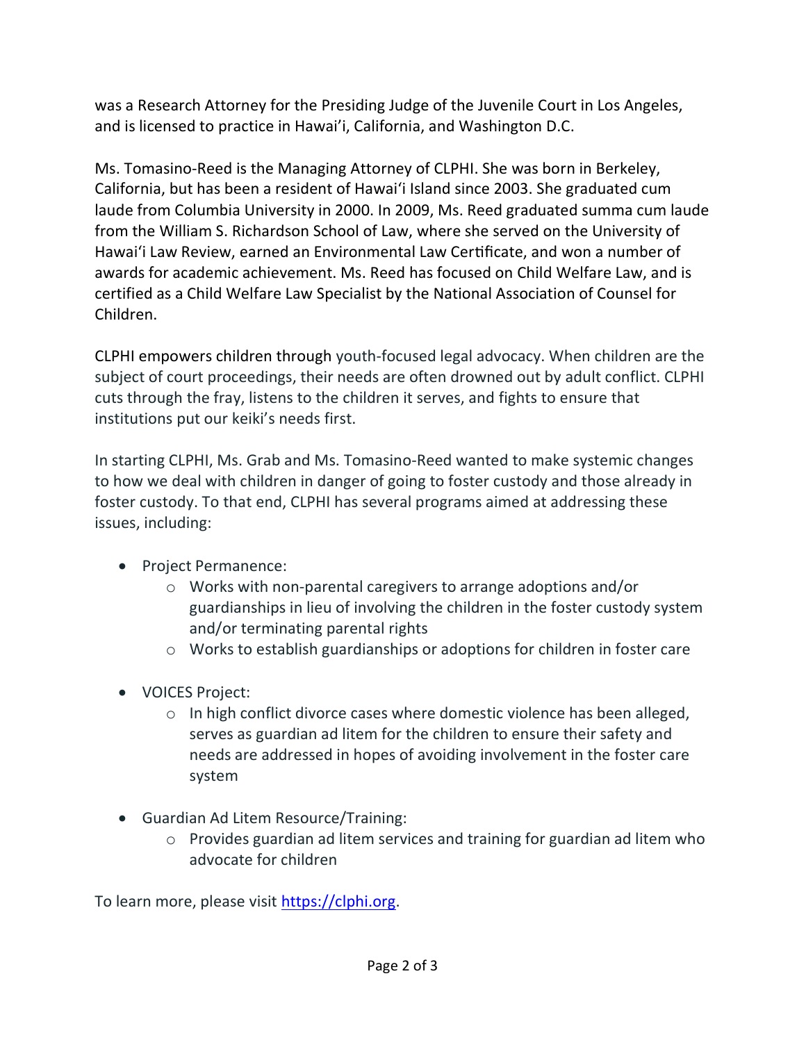was a Research Attorney for the Presiding Judge of the Juvenile Court in Los Angeles, and is licensed to practice in Hawai'i, California, and Washington D.C.

Ms. Tomasino-Reed is the Managing Attorney of CLPHI. She was born in Berkeley, California, but has been a resident of Hawaiʻi Island since 2003. She graduated cum laude from Columbia University in 2000. In 2009, Ms. Reed graduated summa cum laude from the William S. Richardson School of Law, where she served on the University of Hawaiʻi Law Review, earned an Environmental Law Certificate, and won a number of awards for academic achievement. Ms. Reed has focused on Child Welfare Law, and is certified as a Child Welfare Law Specialist by the National Association of Counsel for Children.

CLPHI empowers children through youth-focused legal advocacy. When children are the subject of court proceedings, their needs are often drowned out by adult conflict. CLPHI cuts through the fray, listens to the children it serves, and fights to ensure that institutions put our keiki's needs first.

In starting CLPHI, Ms. Grab and Ms. Tomasino-Reed wanted to make systemic changes to how we deal with children in danger of going to foster custody and those already in foster custody. To that end, CLPHI has several programs aimed at addressing these issues, including:

- Project Permanence:
  - Works with non-parental caregivers to arrange adoptions and/or guardianships in lieu of involving the children in the foster custody system and/or terminating parental rights
  - Works to establish guardianships or adoptions for children in foster care
- VOICES Project:
  - In high conflict divorce cases where domestic violence has been alleged, serves as guardian ad litem for the children to ensure their safety and needs are addressed in hopes of avoiding involvement in the foster care system
- Guardian Ad Litem Resource/Training:
  - Provides guardian ad litem services and training for guardian ad litem who advocate for children

To learn more, please visit [https://clphi.org](https://clphi.org).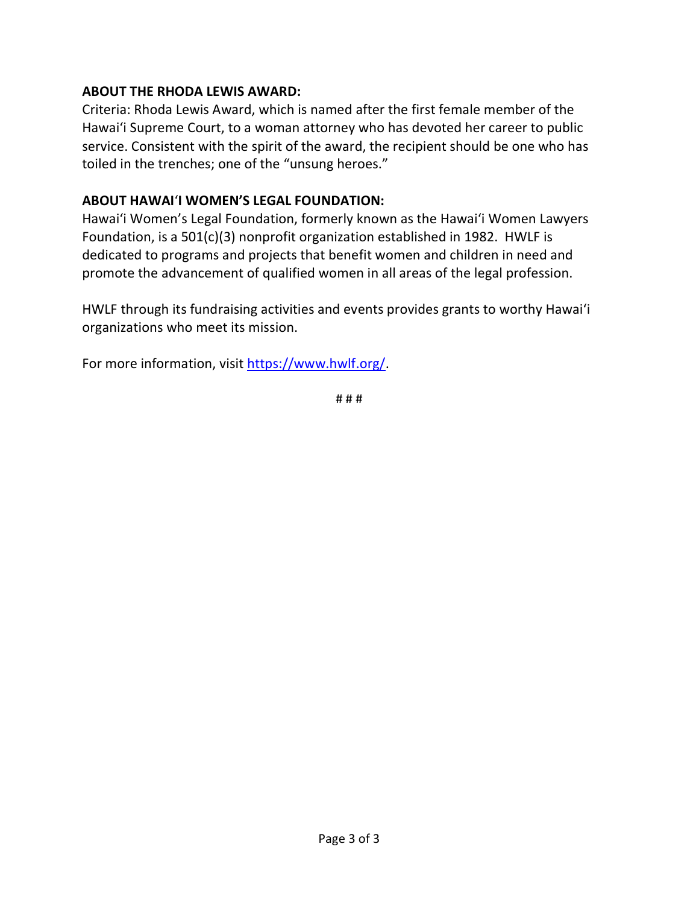**ABOUT THE RHODA LEWIS AWARD:**

Criteria: Rhoda Lewis Award, which is named after the first female member of the Hawaiʻi Supreme Court, to a woman attorney who has devoted her career to public service. Consistent with the spirit of the award, the recipient should be one who has toiled in the trenches; one of the "unsung heroes."

**ABOUT HAWAIʻI WOMEN'S LEGAL FOUNDATION:**

Hawaiʻi Women's Legal Foundation, formerly known as the Hawaiʻi Women Lawyers Foundation, is a 501(c)(3) nonprofit organization established in 1982. HWLF is dedicated to programs and projects that benefit women and children in need and promote the advancement of qualified women in all areas of the legal profession.

HWLF through its fundraising activities and events provides grants to worthy Hawaiʻi organizations who meet its mission.

For more information, visit https://www.hwlf.org/.

# # #